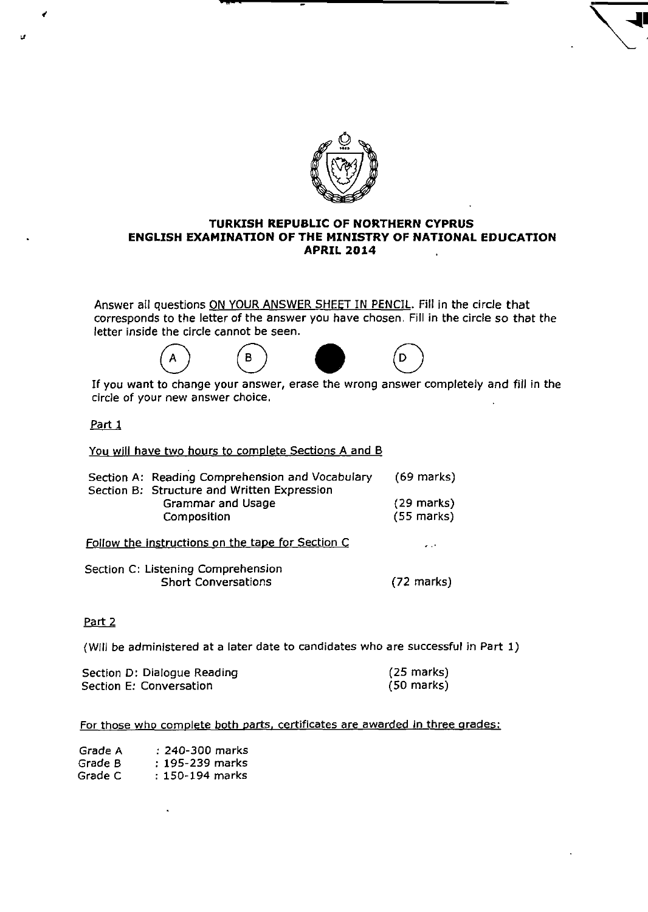**TURKISH REPUBLIC OF NORTHERN CYPRUS**
**ENGLISH EXAMINATION OF THE MINISTRY OF NATIONAL EDUCATION**
**APRIL 2014**

Answer all questions <u>ON YOUR ANSWER SHEET IN PENCIL</u>. Fill in the circle that corresponds to the letter of the answer you have chosen. Fill in the circle so that the letter inside the circle cannot be seen.

(A) (B) ● (D)

If you want to change your answer, erase the wrong answer completely and fill in the circle of your new answer choice.

<u>Part 1</u>

<u>You will have two hours to complete Sections A and B</u>

| | |
|---|---|
| Section A: Reading Comprehension and Vocabulary | (69 marks) |
| Section B: Structure and Written Expression | |
| Grammar and Usage | (29 marks) |
| Composition | (55 marks) |

<u>Follow the instructions on the tape for Section C</u>

| | |
|---|---|
| Section C: Listening Comprehension | |
| Short Conversations | (72 marks) |

<u>Part 2</u>

(Will be administered at a later date to candidates who are successful in Part 1)

| | |
|---|---|
| Section D: Dialogue Reading | (25 marks) |
| Section E: Conversation | (50 marks) |

<u>For those who complete both parts, certificates are awarded in three grades:</u>

| | |
|---|---|
| Grade A | : 240-300 marks |
| Grade B | : 195-239 marks |
| Grade C | : 150-194 marks |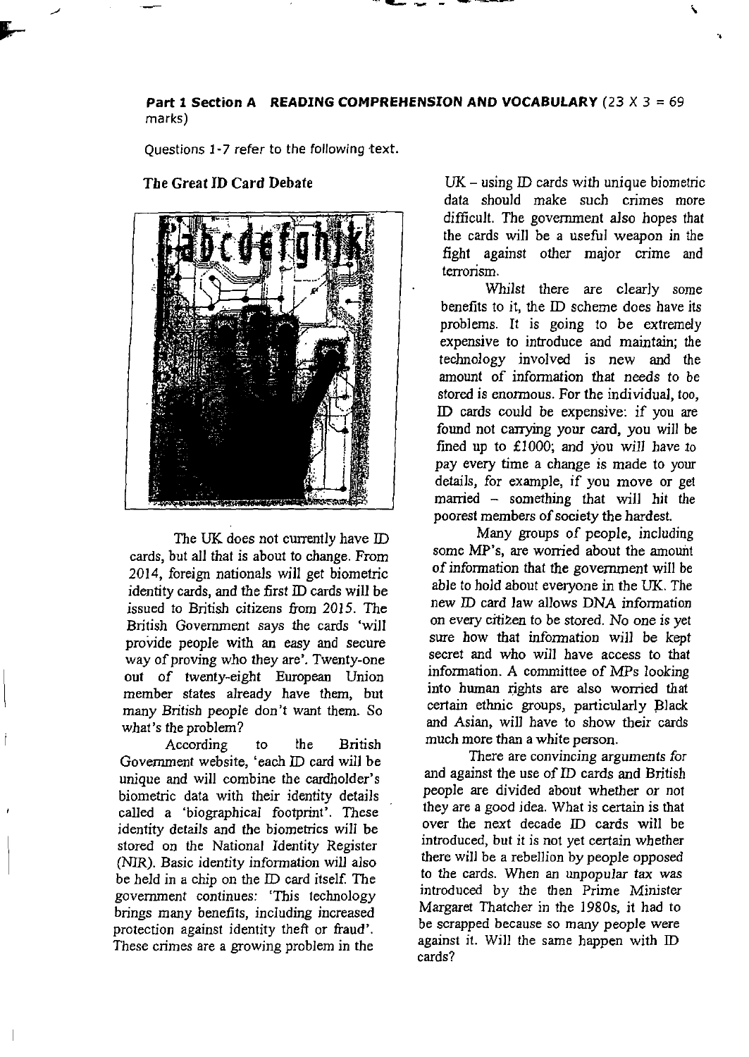**Part 1 Section A READING COMPREHENSION AND VOCABULARY** (23 X 3 = 69 marks)

Questions 1-7 refer to the following text.

## The Great ID Card Debate

The UK does not currently have ID cards, but all that is about to change. From 2014, foreign nationals will get biometric identity cards, and the first ID cards will be issued to British citizens from 2015. The British Government says the cards 'will provide people with an easy and secure way of proving who they are'. Twenty-one out of twenty-eight European Union member states already have them, but many British people don't want them. So what's the problem?

According to the British Government website, 'each ID card will be unique and will combine the cardholder's biometric data with their identity details called a 'biographical footprint'. These identity details and the biometrics will be stored on the National Identity Register (NIR). Basic identity information will also be held in a chip on the ID card itself. The government continues: 'This technology brings many benefits, including increased protection against identity theft or fraud'. These crimes are a growing problem in the UK – using ID cards with unique biometric data should make such crimes more difficult. The government also hopes that the cards will be a useful weapon in the fight against other major crime and terrorism.

Whilst there are clearly some benefits to it, the ID scheme does have its problems. It is going to be extremely expensive to introduce and maintain; the technology involved is new and the amount of information that needs to be stored is enormous. For the individual, too, ID cards could be expensive: if you are found not carrying your card, you will be fined up to £1000; and you will have to pay every time a change is made to your details, for example, if you move or get married – something that will hit the poorest members of society the hardest.

Many groups of people, including some MP's, are worried about the amount of information that the government will be able to hold about everyone in the UK. The new ID card law allows DNA information on every citizen to be stored. No one is yet sure how that information will be kept secret and who will have access to that information. A committee of MPs looking into human rights are also worried that certain ethnic groups, particularly Black and Asian, will have to show their cards much more than a white person.

There are convincing arguments for and against the use of ID cards and British people are divided about whether or not they are a good idea. What is certain is that over the next decade ID cards will be introduced, but it is not yet certain whether there will be a rebellion by people opposed to the cards. When an unpopular tax was introduced by the then Prime Minister Margaret Thatcher in the 1980s, it had to be scrapped because so many people were against it. Will the same happen with ID cards?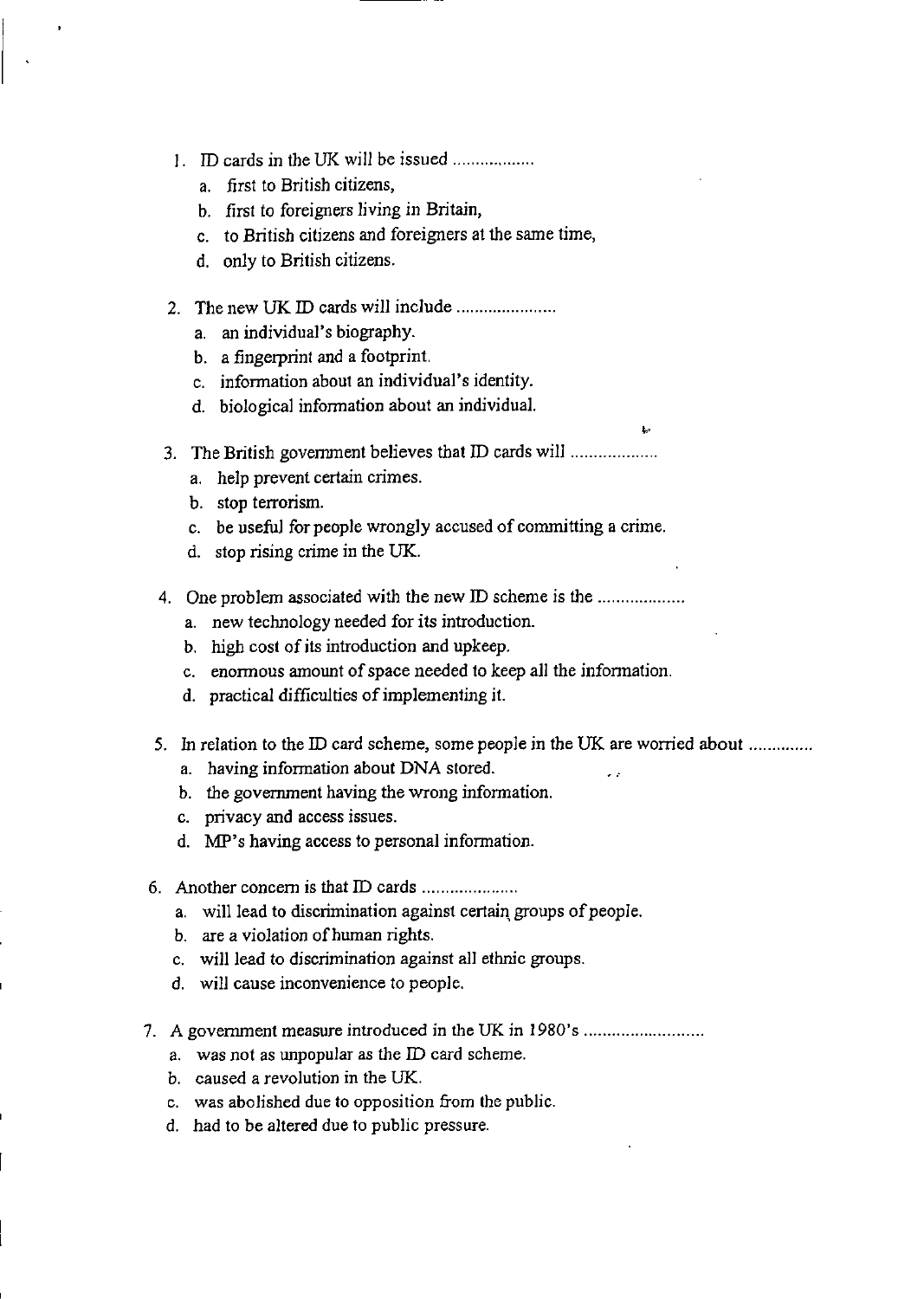1. ID cards in the UK will be issued ..................
   a. first to British citizens,
   b. first to foreigners living in Britain,
   c. to British citizens and foreigners at the same time,
   d. only to British citizens.

2. The new UK ID cards will include ......................
   a. an individual's biography.
   b. a fingerprint and a footprint.
   c. information about an individual's identity.
   d. biological information about an individual.

3. The British government believes that ID cards will ...................
   a. help prevent certain crimes.
   b. stop terrorism.
   c. be useful for people wrongly accused of committing a crime.
   d. stop rising crime in the UK.

4. One problem associated with the new ID scheme is the ..................
   a. new technology needed for its introduction.
   b. high cost of its introduction and upkeep.
   c. enormous amount of space needed to keep all the information.
   d. practical difficulties of implementing it.

5. In relation to the ID card scheme, some people in the UK are worried about .............
   a. having information about DNA stored.
   b. the government having the wrong information.
   c. privacy and access issues.
   d. MP's having access to personal information.

6. Another concern is that ID cards .....................
   a. will lead to discrimination against certain groups of people.
   b. are a violation of human rights.
   c. will lead to discrimination against all ethnic groups.
   d. will cause inconvenience to people.

7. A government measure introduced in the UK in 1980's ..........................
   a. was not as unpopular as the ID card scheme.
   b. caused a revolution in the UK.
   c. was abolished due to opposition from the public.
   d. had to be altered due to public pressure.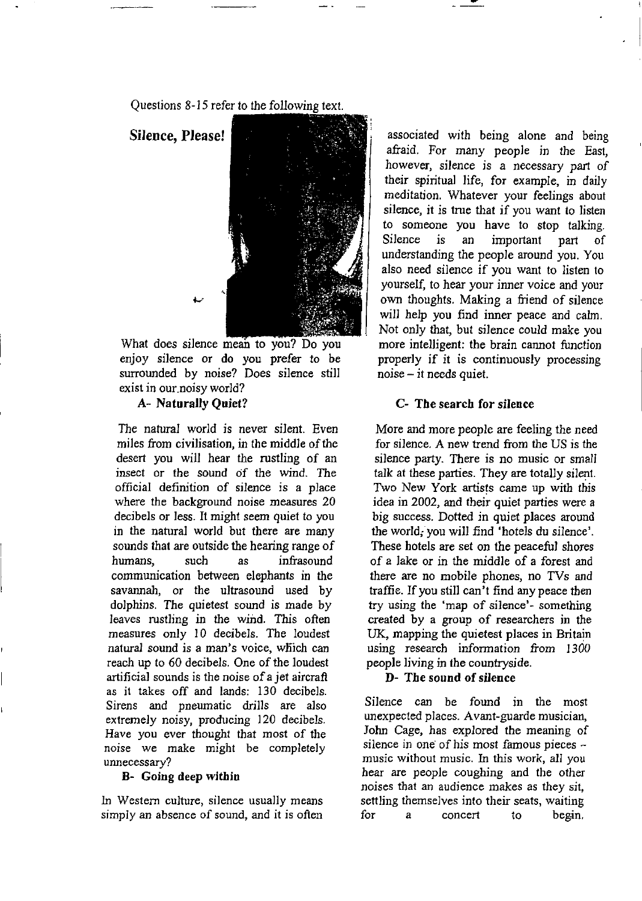Questions 8-15 refer to the following text.

## Silence, Please!

What does silence mean to you? Do you enjoy silence or do you prefer to be surrounded by noise? Does silence still exist in our noisy world?

### A- Naturally Quiet?

The natural world is never silent. Even miles from civilisation, in the middle of the desert you will hear the rustling of an insect or the sound of the wind. The official definition of silence is a place where the background noise measures 20 decibels or less. It might seem quiet to you in the natural world but there are many sounds that are outside the hearing range of humans, such as infrasound communication between elephants in the savannah, or the ultrasound used by dolphins. The quietest sound is made by leaves rustling in the wind. This often measures only 10 decibels. The loudest natural sound is a man's voice, which can reach up to 60 decibels. One of the loudest artificial sounds is the noise of a jet aircraft as it takes off and lands: 130 decibels. Sirens and pneumatic drills are also extremely noisy, producing 120 decibels. Have you ever thought that most of the noise we make might be completely unnecessary?

### B- Going deep within

In Western culture, silence usually means simply an absence of sound, and it is often associated with being alone and being afraid. For many people in the East, however, silence is a necessary part of their spiritual life, for example, in daily meditation. Whatever your feelings about silence, it is true that if you want to listen to someone you have to stop talking. Silence is an important part of understanding the people around you. You also need silence if you want to listen to yourself, to hear your inner voice and your own thoughts. Making a friend of silence will help you find inner peace and calm. Not only that, but silence could make you more intelligent: the brain cannot function properly if it is continuously processing noise – it needs quiet.

### C- The search for silence

More and more people are feeling the need for silence. A new trend from the US is the silence party. There is no music or small talk at these parties. They are totally silent. Two New York artists came up with this idea in 2002, and their quiet parties were a big success. Dotted in quiet places around the world, you will find 'hotels du silence'. These hotels are set on the peaceful shores of a lake or in the middle of a forest and there are no mobile phones, no TVs and traffic. If you still can't find any peace then try using the 'map of silence'- something created by a group of researchers in the UK, mapping the quietest places in Britain using research information from 1300 people living in the countryside.

### D- The sound of silence

Silence can be found in the most unexpected places. Avant-guarde musician, John Cage, has explored the meaning of silence in one of his most famous pieces – music without music. In this work, all you hear are people coughing and the other noises that an audience makes as they sit, settling themselves into their seats, waiting for a concert to begin.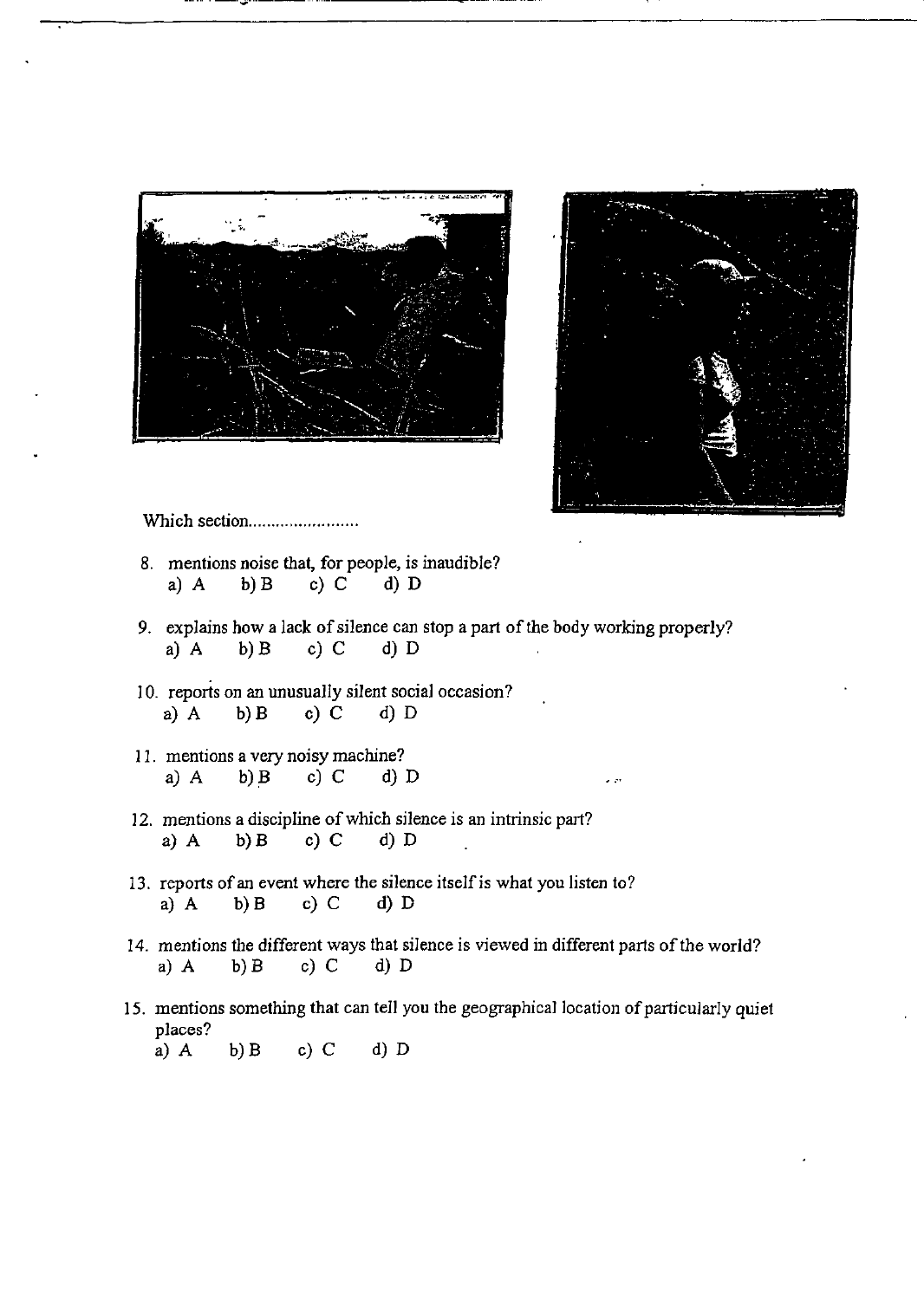Which section........................

8. mentions noise that, for people, is inaudible?
   a) A  b) B  c) C  d) D

9. explains how a lack of silence can stop a part of the body working properly?
   a) A  b) B  c) C  d) D

10. reports on an unusually silent social occasion?
    a) A  b) B  c) C  d) D

11. mentions a very noisy machine?
    a) A  b) B  c) C  d) D

12. mentions a discipline of which silence is an intrinsic part?
    a) A  b) B  c) C  d) D

13. reports of an event where the silence itself is what you listen to?
    a) A  b) B  c) C  d) D

14. mentions the different ways that silence is viewed in different parts of the world?
    a) A  b) B  c) C  d) D

15. mentions something that can tell you the geographical location of particularly quiet places?
    a) A  b) B  c) C  d) D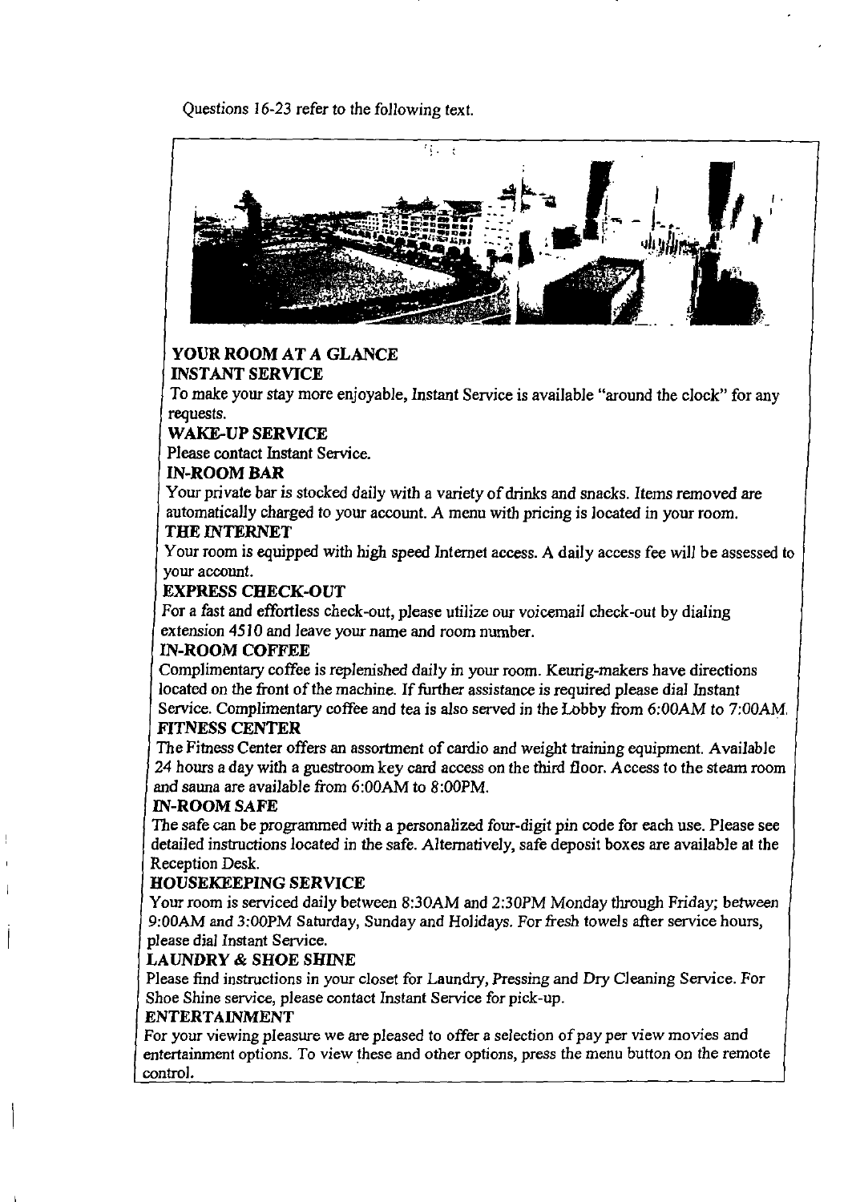Questions 16-23 refer to the following text.

## YOUR ROOM AT A GLANCE

### INSTANT SERVICE

To make your stay more enjoyable, Instant Service is available "around the clock" for any requests.

### WAKE-UP SERVICE

Please contact Instant Service.

### IN-ROOM BAR

Your private bar is stocked daily with a variety of drinks and snacks. Items removed are automatically charged to your account. A menu with pricing is located in your room.

### THE INTERNET

Your room is equipped with high speed Internet access. A daily access fee will be assessed to your account.

### EXPRESS CHECK-OUT

For a fast and effortless check-out, please utilize our voicemail check-out by dialing extension 4510 and leave your name and room number.

### IN-ROOM COFFEE

Complimentary coffee is replenished daily in your room. Keurig-makers have directions located on the front of the machine. If further assistance is required please dial Instant Service. Complimentary coffee and tea is also served in the Lobby from 6:00AM to 7:00AM.

### FITNESS CENTER

The Fitness Center offers an assortment of cardio and weight training equipment. Available 24 hours a day with a guestroom key card access on the third floor. Access to the steam room and sauna are available from 6:00AM to 8:00PM.

### IN-ROOM SAFE

The safe can be programmed with a personalized four-digit pin code for each use. Please see detailed instructions located in the safe. Alternatively, safe deposit boxes are available at the Reception Desk.

### HOUSEKEEPING SERVICE

Your room is serviced daily between 8:30AM and 2:30PM Monday through Friday; between 9:00AM and 3:00PM Saturday, Sunday and Holidays. For fresh towels after service hours, please dial Instant Service.

### LAUNDRY & SHOE SHINE

Please find instructions in your closet for Laundry, Pressing and Dry Cleaning Service. For Shoe Shine service, please contact Instant Service for pick-up.

### ENTERTAINMENT

For your viewing pleasure we are pleased to offer a selection of pay per view movies and entertainment options. To view these and other options, press the menu button on the remote control.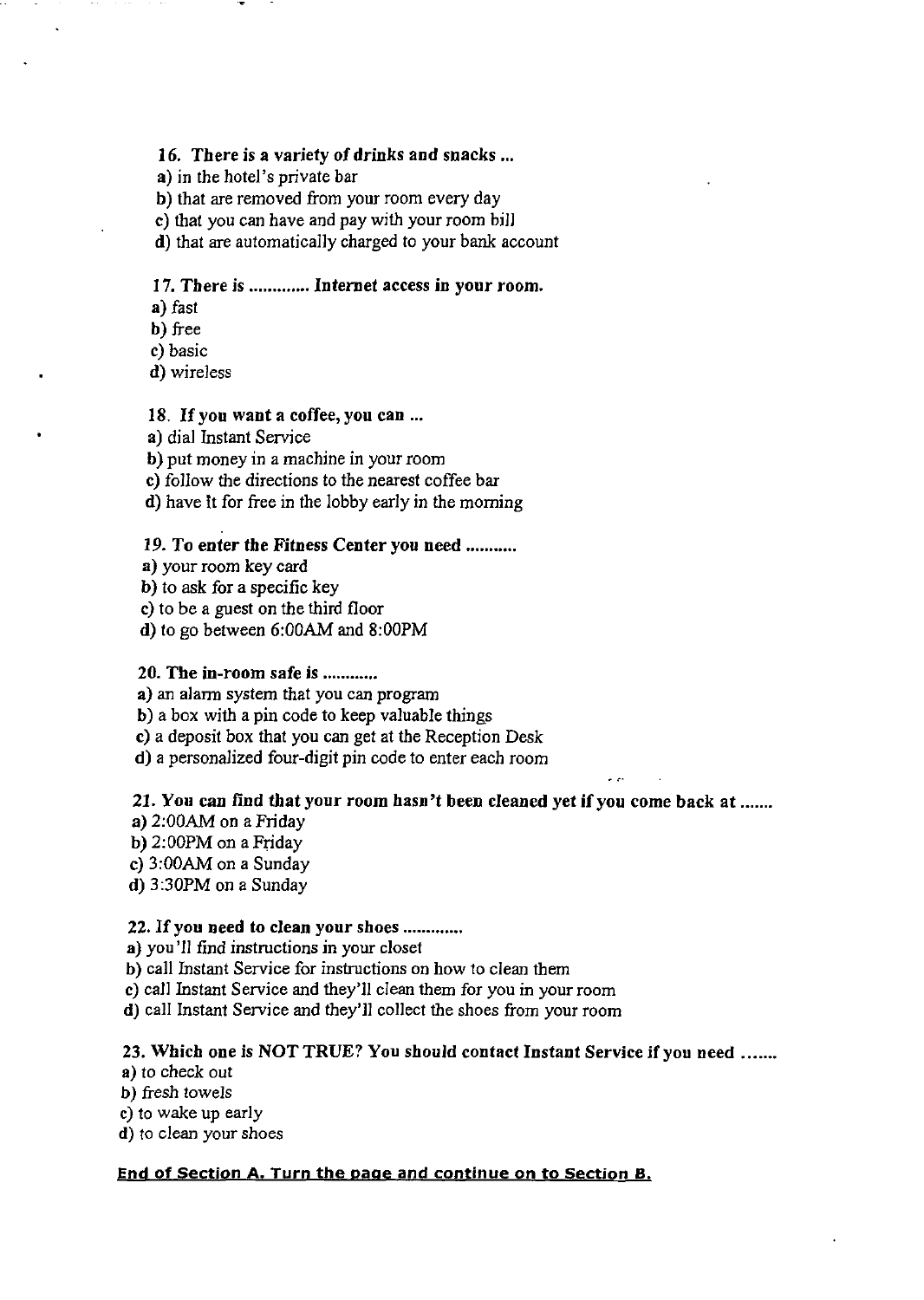**16. There is a variety of drinks and snacks ...**

a) in the hotel's private bar
b) that are removed from your room every day
c) that you can have and pay with your room bill
d) that are automatically charged to your bank account

**17. There is ............ Internet access in your room.**

a) fast
b) free
c) basic
d) wireless

**18. If you want a coffee, you can ...**

a) dial Instant Service
b) put money in a machine in your room
c) follow the directions to the nearest coffee bar
d) have it for free in the lobby early in the morning

**19. To enter the Fitness Center you need ..........**

a) your room key card
b) to ask for a specific key
c) to be a guest on the third floor
d) to go between 6:00AM and 8:00PM

**20. The in-room safe is ...........**

a) an alarm system that you can program
b) a box with a pin code to keep valuable things
c) a deposit box that you can get at the Reception Desk
d) a personalized four-digit pin code to enter each room

**21. You can find that your room hasn't been cleaned yet if you come back at .......**

a) 2:00AM on a Friday
b) 2:00PM on a Friday
c) 3:00AM on a Sunday
d) 3:30PM on a Sunday

**22. If you need to clean your shoes ............**

a) you'll find instructions in your closet
b) call Instant Service for instructions on how to clean them
c) call Instant Service and they'll clean them for you in your room
d) call Instant Service and they'll collect the shoes from your room

**23. Which one is NOT TRUE? You should contact Instant Service if you need .......**

a) to check out
b) fresh towels
c) to wake up early
d) to clean your shoes

**End of Section A. Turn the page and continue on to Section B.**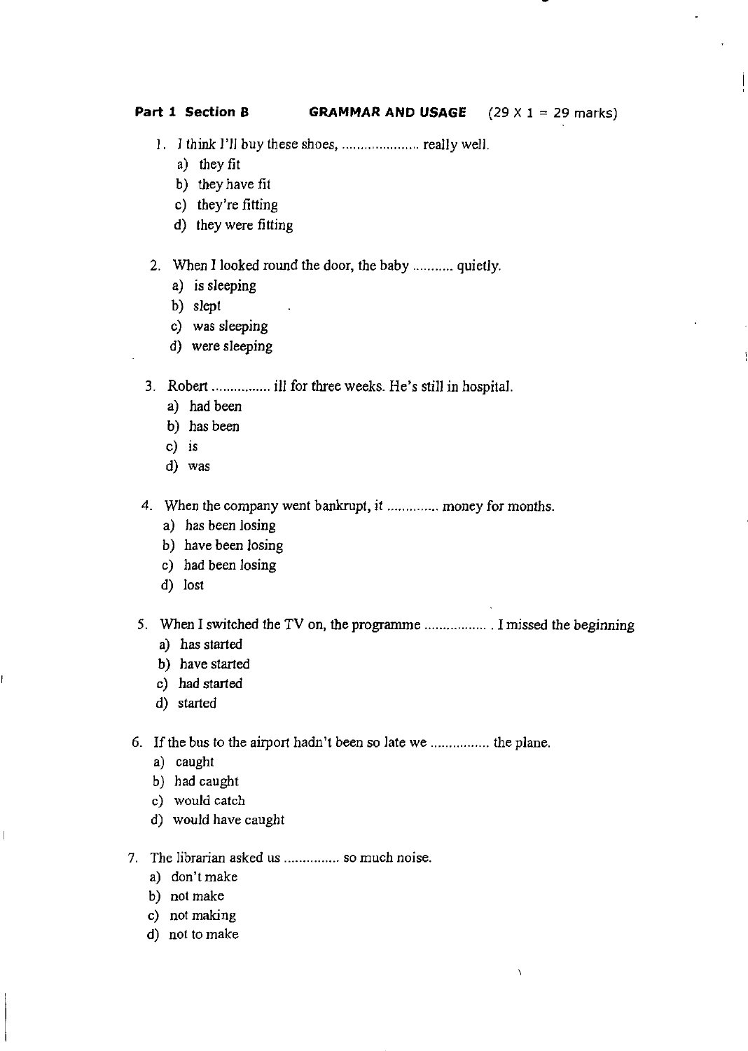**Part 1 Section B** **GRAMMAR AND USAGE** (29 X 1 = 29 marks)

1. I think I'll buy these shoes, .................... really well.
   a) they fit
   b) they have fit
   c) they're fitting
   d) they were fitting

2. When I looked round the door, the baby ........... quietly.
   a) is sleeping
   b) slept
   c) was sleeping
   d) were sleeping

3. Robert ................ ill for three weeks. He's still in hospital.
   a) had been
   b) has been
   c) is
   d) was

4. When the company went bankrupt, it ............. money for months.
   a) has been losing
   b) have been losing
   c) had been losing
   d) lost

5. When I switched the TV on, the programme ................. . I missed the beginning
   a) has started
   b) have started
   c) had started
   d) started

6. If the bus to the airport hadn't been so late we ................ the plane.
   a) caught
   b) had caught
   c) would catch
   d) would have caught

7. The librarian asked us ............... so much noise.
   a) don't make
   b) not make
   c) not making
   d) not to make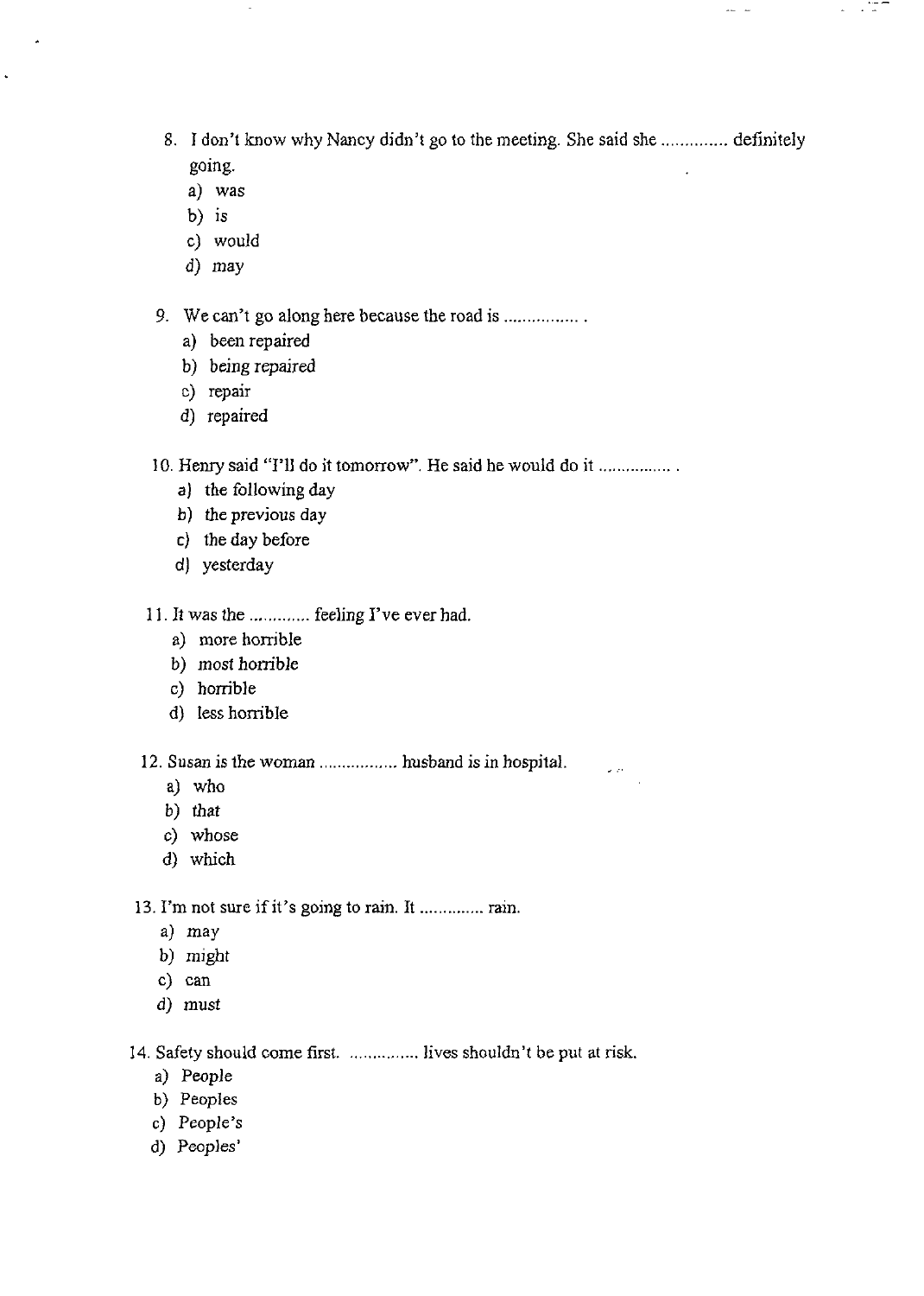8. I don't know why Nancy didn't go to the meeting. She said she ............. definitely going.
   a) was
   b) is
   c) would
   d) may

9. We can't go along here because the road is ................ .
   a) been repaired
   b) being repaired
   c) repair
   d) repaired

10. Henry said "I'll do it tomorrow". He said he would do it ................ .
    a) the following day
    b) the previous day
    c) the day before
    d) yesterday

11. It was the ............ feeling I've ever had.
    a) more horrible
    b) most horrible
    c) horrible
    d) less horrible

12. Susan is the woman ................ husband is in hospital.
    a) who
    b) that
    c) whose
    d) which

13. I'm not sure if it's going to rain. It ............. rain.
    a) may
    b) might
    c) can
    d) must

14. Safety should come first. .............. lives shouldn't be put at risk.
    a) People
    b) Peoples
    c) People's
    d) Peoples'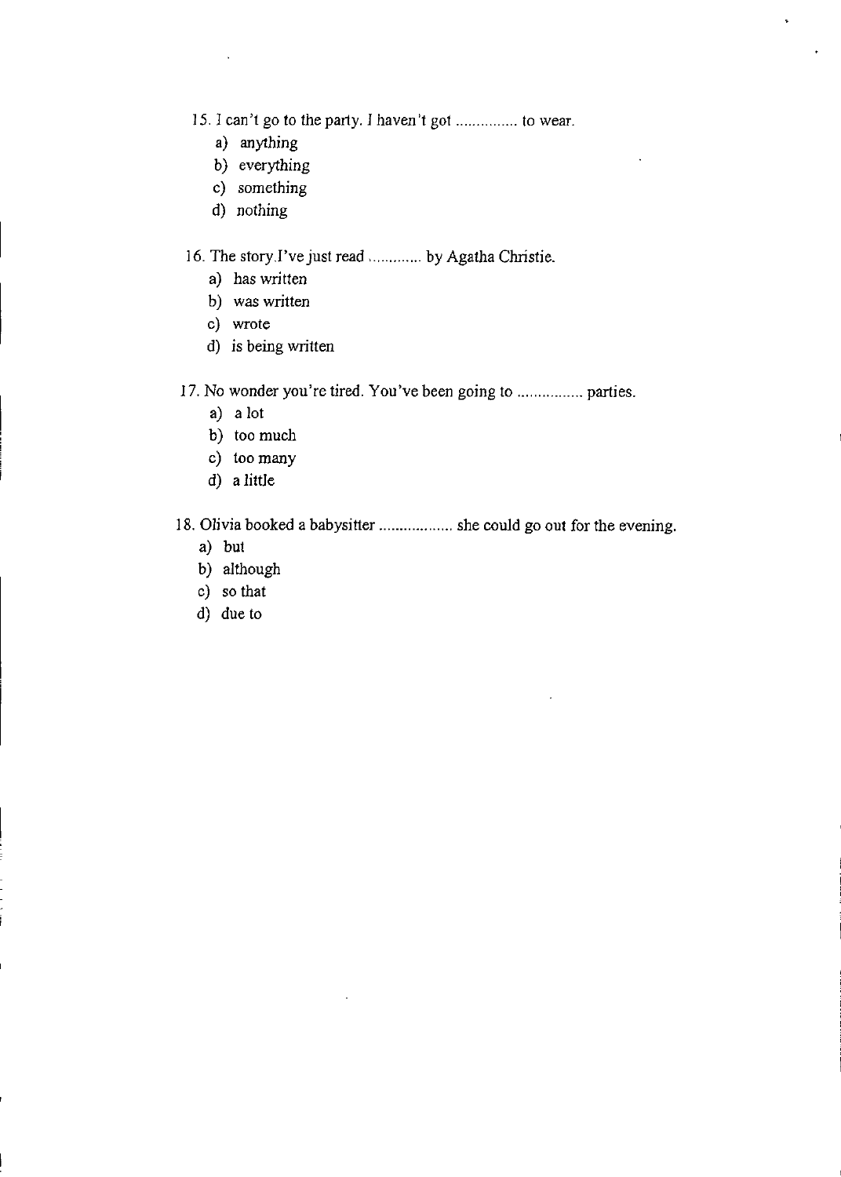15. I can't go to the party. I haven't got ............... to wear.
   a) anything
   b) everything
   c) something
   d) nothing

16. The story I've just read ............ by Agatha Christie.
   a) has written
   b) was written
   c) wrote
   d) is being written

17. No wonder you're tired. You've been going to ................ parties.
   a) a lot
   b) too much
   c) too many
   d) a little

18. Olivia booked a babysitter .................. she could go out for the evening.
   a) but
   b) although
   c) so that
   d) due to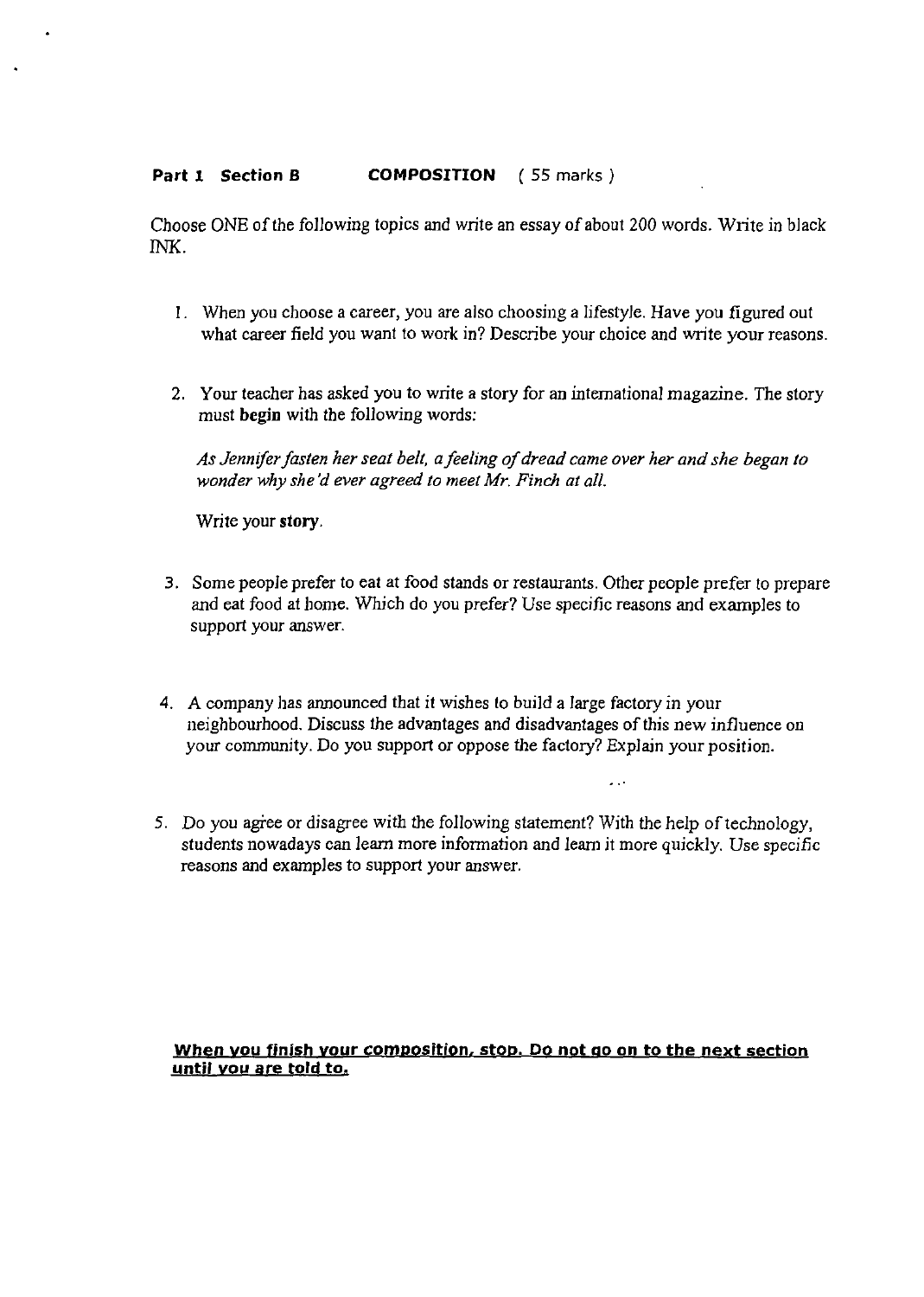**Part 1 Section B** **COMPOSITION** ( 55 marks )

Choose ONE of the following topics and write an essay of about 200 words. Write in black INK.

1. When you choose a career, you are also choosing a lifestyle. Have you figured out what career field you want to work in? Describe your choice and write your reasons.

2. Your teacher has asked you to write a story for an international magazine. The story must **begin** with the following words:

   *As Jennifer fasten her seat belt, a feeling of dread came over her and she began to wonder why she'd ever agreed to meet Mr. Finch at all.*

   Write your **story**.

3. Some people prefer to eat at food stands or restaurants. Other people prefer to prepare and eat food at home. Which do you prefer? Use specific reasons and examples to support your answer.

4. A company has announced that it wishes to build a large factory in your neighbourhood. Discuss the advantages and disadvantages of this new influence on your community. Do you support or oppose the factory? Explain your position.

5. Do you agree or disagree with the following statement? With the help of technology, students nowadays can learn more information and learn it more quickly. Use specific reasons and examples to support your answer.

**When you finish your composition, stop. Do not go on to the next section until you are told to.**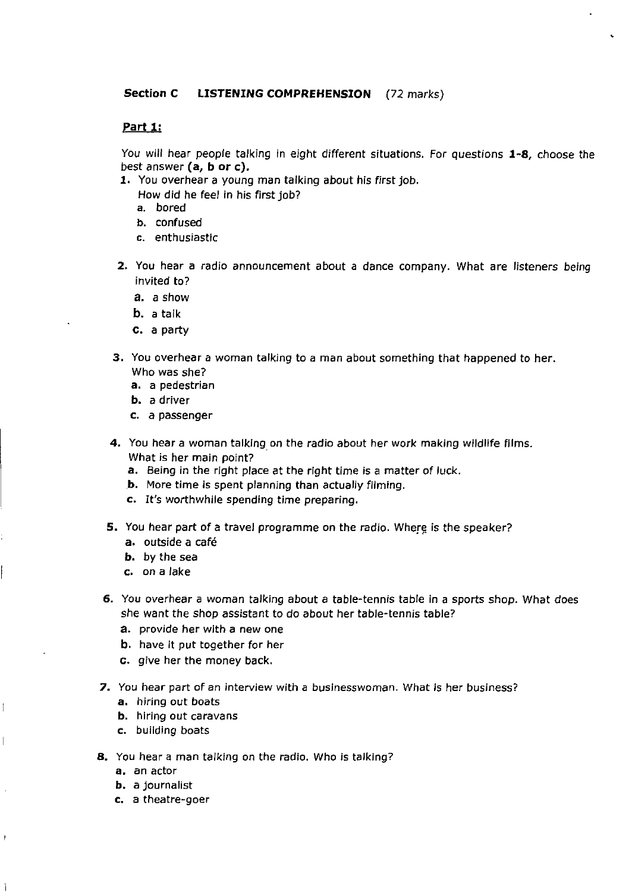**Section C LISTENING COMPREHENSION** (72 marks)

**Part 1:**

You will hear people talking in eight different situations. For questions **1-8**, choose the best answer **(a, b or c).**

1. You overhear a young man talking about his first job.
   How did he feel in his first job?
   a. bored
   b. confused
   c. enthusiastic

2. You hear a radio announcement about a dance company. What are listeners being invited to?
   **a.** a show
   **b.** a talk
   **c.** a party

3. You overhear a woman talking to a man about something that happened to her.
   Who was she?
   **a.** a pedestrian
   **b.** a driver
   **c.** a passenger

4. You hear a woman talking on the radio about her work making wildlife films.
   What is her main point?
   **a.** Being in the right place at the right time is a matter of luck.
   **b.** More time is spent planning than actually filming.
   **c.** It's worthwhile spending time preparing.

5. You hear part of a travel programme on the radio. Where is the speaker?
   **a.** outside a café
   **b.** by the sea
   **c.** on a lake

6. You overhear a woman talking about a table-tennis table in a sports shop. What does she want the shop assistant to do about her table-tennis table?
   **a.** provide her with a new one
   **b.** have it put together for her
   **c.** give her the money back.

7. You hear part of an interview with a businesswoman. What is her business?
   **a.** hiring out boats
   **b.** hiring out caravans
   **c.** building boats

8. You hear a man talking on the radio. Who is talking?
   **a.** an actor
   **b.** a journalist
   **c.** a theatre-goer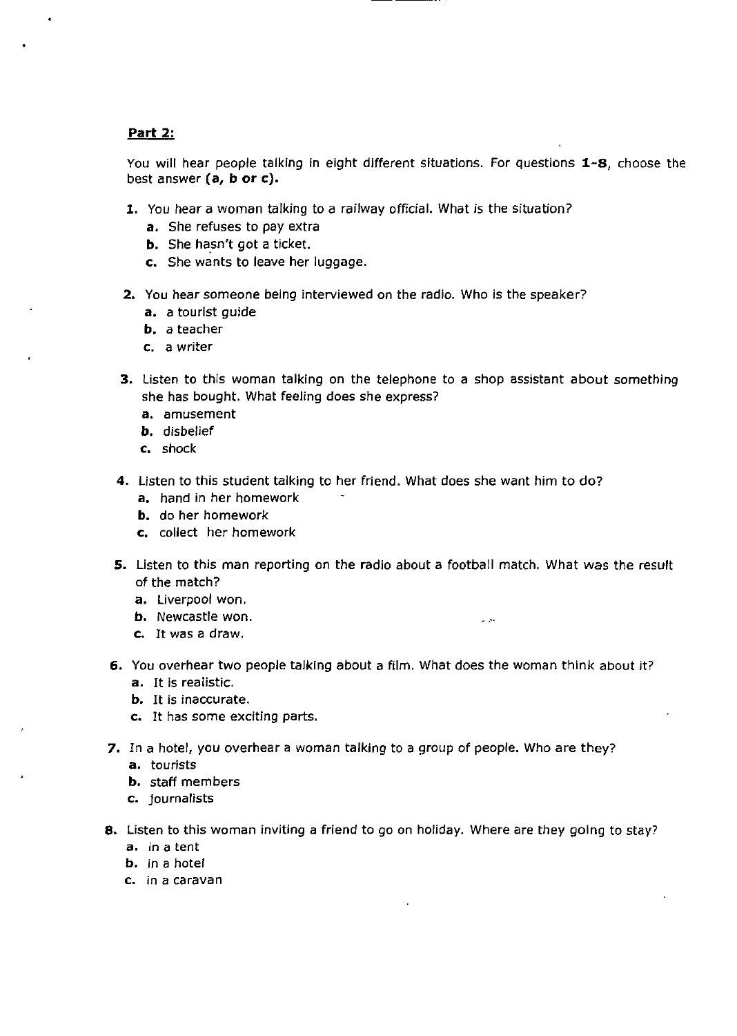**Part 2:**

You will hear people talking in eight different situations. For questions **1-8**, choose the best answer **(a, b or c).**

1. You hear a woman talking to a railway official. What is the situation?
   - **a.** She refuses to pay extra
   - **b.** She hasn't got a ticket.
   - **c.** She wants to leave her luggage.

2. You hear someone being interviewed on the radio. Who is the speaker?
   - **a.** a tourist guide
   - **b.** a teacher
   - **c.** a writer

3. Listen to this woman talking on the telephone to a shop assistant about something she has bought. What feeling does she express?
   - **a.** amusement
   - **b.** disbelief
   - **c.** shock

4. Listen to this student talking to her friend. What does she want him to do?
   - **a.** hand in her homework
   - **b.** do her homework
   - **c.** collect her homework

5. Listen to this man reporting on the radio about a football match. What was the result of the match?
   - **a.** Liverpool won.
   - **b.** Newcastle won.
   - **c.** It was a draw.

6. You overhear two people talking about a film. What does the woman think about it?
   - **a.** It is realistic.
   - **b.** It is inaccurate.
   - **c.** It has some exciting parts.

7. In a hotel, you overhear a woman talking to a group of people. Who are they?
   - **a.** tourists
   - **b.** staff members
   - **c.** journalists

8. Listen to this woman inviting a friend to go on holiday. Where are they going to stay?
   - **a.** in a tent
   - **b.** in a hotel
   - **c.** in a caravan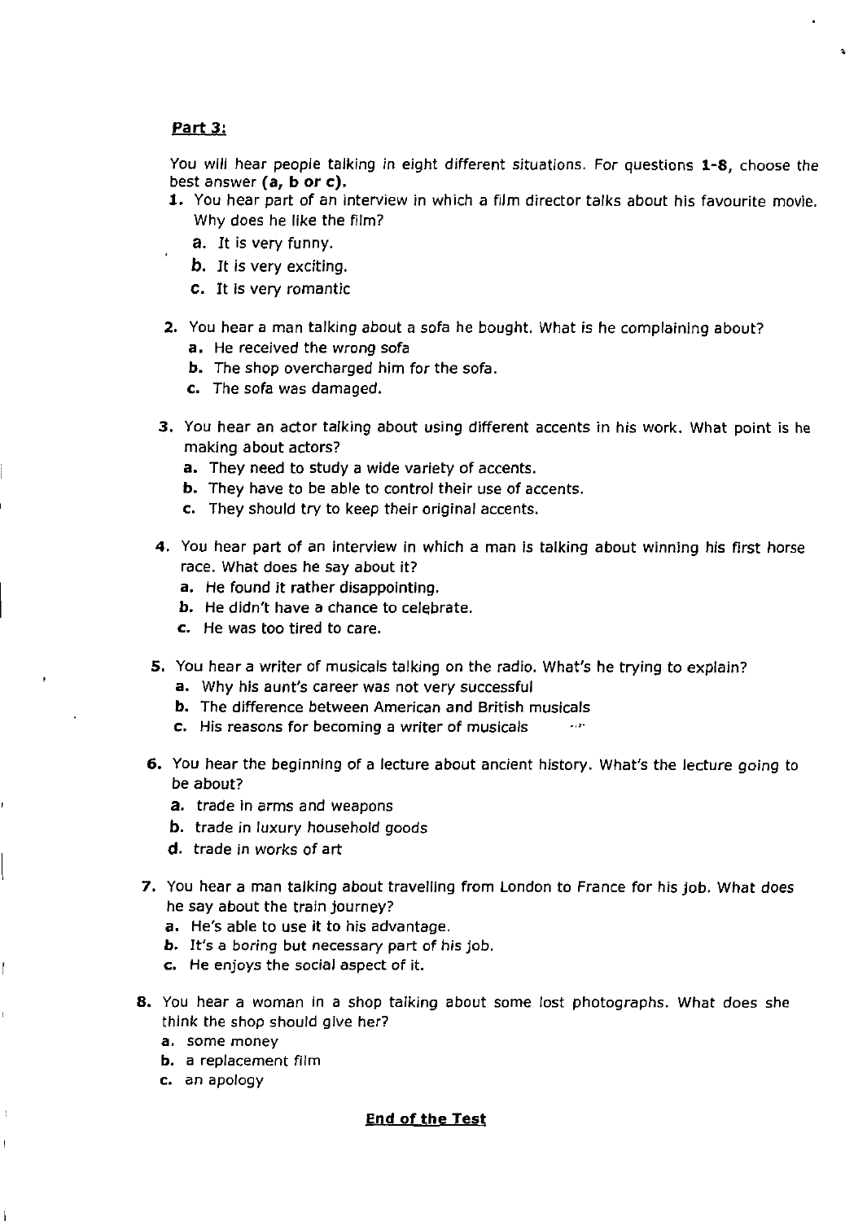**Part 3:**

You will hear people talking in eight different situations. For questions **1-8**, choose the best answer **(a, b or c).**

1. You hear part of an interview in which a film director talks about his favourite movie. Why does he like the film?
   - **a.** It is very funny.
   - **b.** It is very exciting.
   - **c.** It is very romantic
2. You hear a man talking about a sofa he bought. What is he complaining about?
   - **a.** He received the wrong sofa
   - **b.** The shop overcharged him for the sofa.
   - **c.** The sofa was damaged.
3. You hear an actor talking about using different accents in his work. What point is he making about actors?
   - **a.** They need to study a wide variety of accents.
   - **b.** They have to be able to control their use of accents.
   - **c.** They should try to keep their original accents.
4. You hear part of an interview in which a man is talking about winning his first horse race. What does he say about it?
   - **a.** He found it rather disappointing.
   - **b.** He didn't have a chance to celebrate.
   - **c.** He was too tired to care.
5. You hear a writer of musicals talking on the radio. What's he trying to explain?
   - **a.** Why his aunt's career was not very successful
   - **b.** The difference between American and British musicals
   - **c.** His reasons for becoming a writer of musicals
6. You hear the beginning of a lecture about ancient history. What's the lecture going to be about?
   - **a.** trade in arms and weapons
   - **b.** trade in luxury household goods
   - **d.** trade in works of art
7. You hear a man talking about travelling from London to France for his job. What does he say about the train journey?
   - **a.** He's able to use it to his advantage.
   - **b.** It's a boring but necessary part of his job.
   - **c.** He enjoys the social aspect of it.
8. You hear a woman in a shop talking about some lost photographs. What does she think the shop should give her?
   - **a.** some money
   - **b.** a replacement film
   - **c.** an apology

**End of the Test**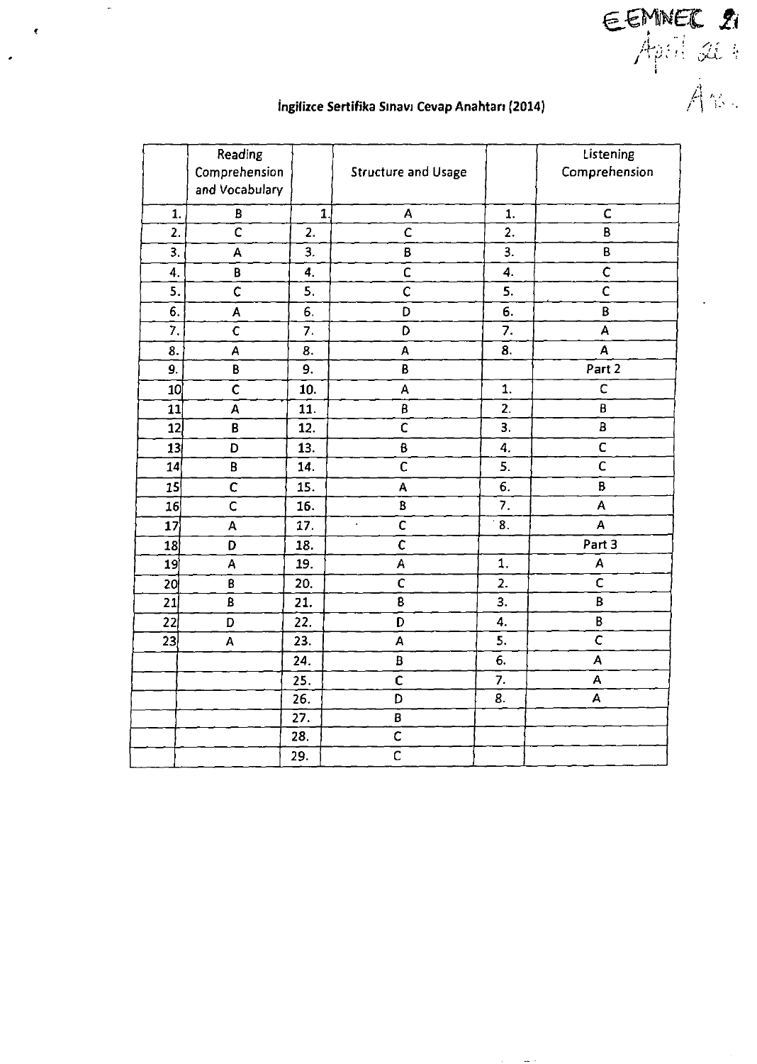EEMNEC 21
April 2014
Ans.

## İngilizce Sertifika Sınavı Cevap Anahtarı (2014)

| | Reading Comprehension and Vocabulary | | Structure and Usage | | Listening Comprehension |
|---|---|---|---|---|---|
| 1. | B | 1. | A | 1. | C |
| 2. | C | 2. | C | 2. | B |
| 3. | A | 3. | B | 3. | B |
| 4. | B | 4. | C | 4. | C |
| 5. | C | 5. | C | 5. | C |
| 6. | A | 6. | D | 6. | B |
| 7. | C | 7. | D | 7. | A |
| 8. | A | 8. | A | 8. | A |
| 9. | B | 9. | B | | Part 2 |
| 10 | C | 10. | A | 1. | C |
| 11 | A | 11. | B | 2. | B |
| 12 | B | 12. | C | 3. | B |
| 13 | D | 13. | B | 4. | C |
| 14 | B | 14. | C | 5. | C |
| 15 | C | 15. | A | 6. | B |
| 16 | C | 16. | B | 7. | A |
| 17 | A | 17. | C | 8. | A |
| 18 | D | 18. | C | | Part 3 |
| 19 | A | 19. | A | 1. | A |
| 20 | B | 20. | C | 2. | C |
| 21 | B | 21. | B | 3. | B |
| 22 | D | 22. | D | 4. | B |
| 23 | A | 23. | A | 5. | C |
| | | 24. | B | 6. | A |
| | | 25. | C | 7. | A |
| | | 26. | D | 8. | A |
| | | 27. | B | | |
| | | 28. | C | | |
| | | 29. | C | | |